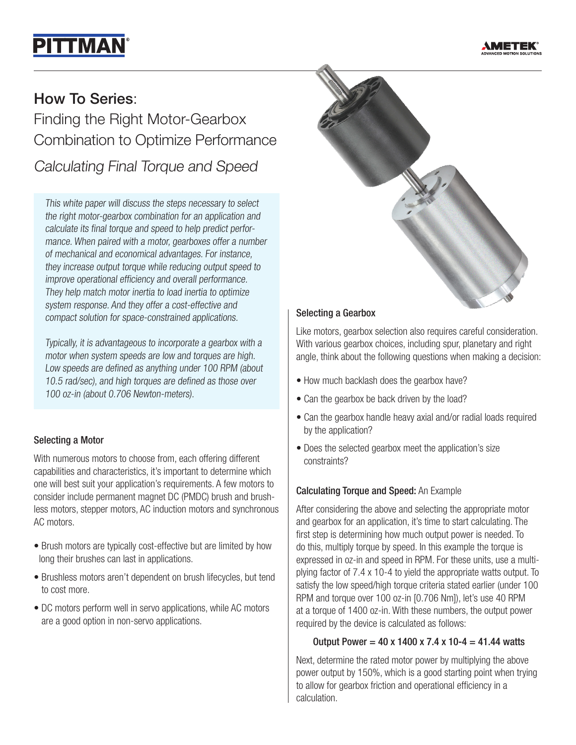PITTMAN®

AMETEK® ADVANCED MOTION SOLUTIONS

# How To Series:

## Finding the Right Motor-Gearbox Combination to Optimize Performance

## *Calculating Final Torque and Speed*

*This white paper will discuss the steps necessary to select the right motor-gearbox combination for an application and calculate its final torque and speed to help predict performance. When paired with a motor, gearboxes offer a number of mechanical and economical advantages. For instance, they increase output torque while reducing output speed to improve operational efficiency and overall performance. They help match motor inertia to load inertia to optimize system response. And they offer a cost-effective and compact solution for space-constrained applications.*

*Typically, it is advantageous to incorporate a gearbox with a motor when system speeds are low and torques are high. Low speeds are defined as anything under 100 RPM (about 10.5 rad/sec), and high torques are defined as those over 100 oz-in (about 0.706 Newton-meters).*

### Selecting a Motor

With numerous motors to choose from, each offering different capabilities and characteristics, it's important to determine which one will best suit your application's requirements. A few motors to consider include permanent magnet DC (PMDC) brush and brushless motors, stepper motors, AC induction motors and synchronous AC motors.

- Brush motors are typically cost-effective but are limited by how long their brushes can last in applications.
- Brushless motors aren't dependent on brush lifecycles, but tend to cost more.
- DC motors perform well in servo applications, while AC motors are a good option in non-servo applications.

### Selecting a Gearbox

Like motors, gearbox selection also requires careful consideration. With various gearbox choices, including spur, planetary and right angle, think about the following questions when making a decision:

- How much backlash does the gearbox have?
- Can the gearbox be back driven by the load?
- Can the gearbox handle heavy axial and/or radial loads required by the application?
- Does the selected gearbox meet the application's size constraints?

### Calculating Torque and Speed: An Example

After considering the above and selecting the appropriate motor and gearbox for an application, it's time to start calculating. The first step is determining how much output power is needed. To do this, multiply torque by speed. In this example the torque is expressed in oz-in and speed in RPM. For these units, use a multiplying factor of $7.4 \times 10^{-4}$ to yield the appropriate watts output. To satisfy the low speed/high torque criteria stated earlier (under 100 RPM and torque over 100 oz-in [0.706 Nm]), let's use 40 RPM at a torque of 1400 oz-in. With these numbers, the output power required by the device is calculated as follows:

$$\text{Output Power} = 40 \times 1400 \times 7.4 \times 10^{-4} = 41.44 \text{ watts}$$

Next, determine the rated motor power by multiplying the above power output by 150%, which is a good starting point when trying to allow for gearbox friction and operational efficiency in a calculation.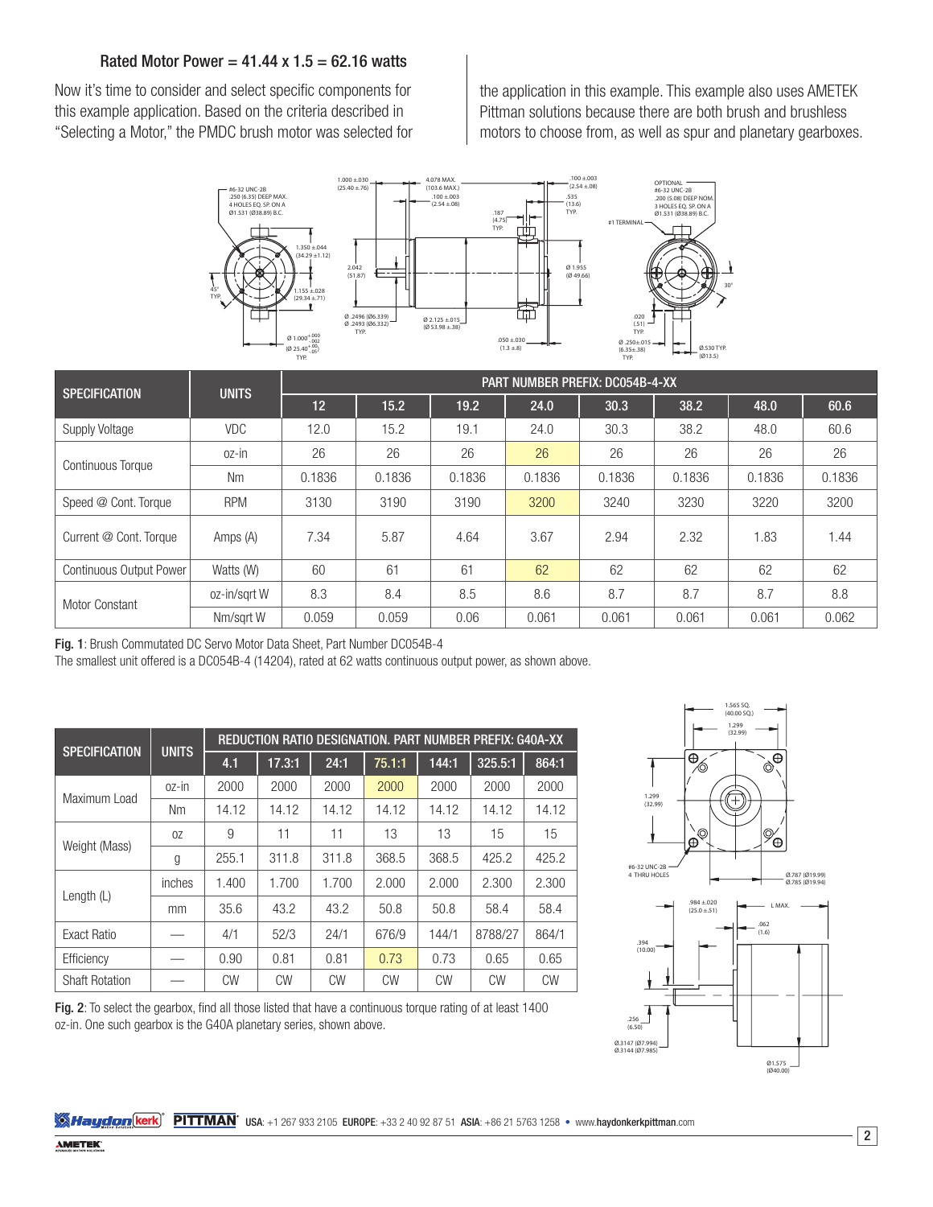**Rated Motor Power = 41.44 x 1.5 = 62.16 watts**

Now it's time to consider and select specific components for this example application. Based on the criteria described in "Selecting a Motor," the PMDC brush motor was selected for the application in this example. This example also uses AMETEK Pittman solutions because there are both brush and brushless motors to choose from, as well as spur and planetary gearboxes.

| SPECIFICATION | UNITS | PART NUMBER PREFIX: DC054B-4-XX | | | | | | | |
|---|---|---|---|---|---|---|---|---|---|
| | | 12 | 15.2 | 19.2 | 24.0 | 30.3 | 38.2 | 48.0 | 60.6 |
| Supply Voltage | VDC | 12.0 | 15.2 | 19.1 | 24.0 | 30.3 | 38.2 | 48.0 | 60.6 |
| Continuous Torque | oz-in | 26 | 26 | 26 | 26 | 26 | 26 | 26 | 26 |
| | Nm | 0.1836 | 0.1836 | 0.1836 | 0.1836 | 0.1836 | 0.1836 | 0.1836 | 0.1836 |
| Speed @ Cont. Torque | RPM | 3130 | 3190 | 3190 | 3200 | 3240 | 3230 | 3220 | 3200 |
| Current @ Cont. Torque | Amps (A) | 7.34 | 5.87 | 4.64 | 3.67 | 2.94 | 2.32 | 1.83 | 1.44 |
| Continuous Output Power | Watts (W) | 60 | 61 | 61 | 62 | 62 | 62 | 62 | 62 |
| Motor Constant | oz-in/sqrt W | 8.3 | 8.4 | 8.5 | 8.6 | 8.7 | 8.7 | 8.7 | 8.8 |
| | Nm/sqrt W | 0.059 | 0.059 | 0.06 | 0.061 | 0.061 | 0.061 | 0.061 | 0.062 |

**Fig. 1**: Brush Commutated DC Servo Motor Data Sheet, Part Number DC054B-4
The smallest unit offered is a DC054B-4 (14204), rated at 62 watts continuous output power, as shown above.

| SPECIFICATION | UNITS | REDUCTION RATIO DESIGNATION. PART NUMBER PREFIX: G40A-XX | | | | | | |
|---|---|---|---|---|---|---|---|---|
| | | 4.1 | 17.3:1 | 24:1 | 75.1:1 | 144:1 | 325.5:1 | 864:1 |
| Maximum Load | oz-in | 2000 | 2000 | 2000 | 2000 | 2000 | 2000 | 2000 |
| | Nm | 14.12 | 14.12 | 14.12 | 14.12 | 14.12 | 14.12 | 14.12 |
| Weight (Mass) | oz | 9 | 11 | 11 | 13 | 13 | 15 | 15 |
| | g | 255.1 | 311.8 | 311.8 | 368.5 | 368.5 | 425.2 | 425.2 |
| Length (L) | inches | 1.400 | 1.700 | 1.700 | 2.000 | 2.000 | 2.300 | 2.300 |
| | mm | 35.6 | 43.2 | 43.2 | 50.8 | 50.8 | 58.4 | 58.4 |
| Exact Ratio | — | 4/1 | 52/3 | 24/1 | 676/9 | 144/1 | 8788/27 | 864/1 |
| Efficiency | — | 0.90 | 0.81 | 0.81 | 0.73 | 0.73 | 0.65 | 0.65 |
| Shaft Rotation | — | CW | CW | CW | CW | CW | CW | CW |

**Fig. 2**: To select the gearbox, find all those listed that have a continuous torque rating of at least 1400 oz-in. One such gearbox is the G40A planetary series, shown above.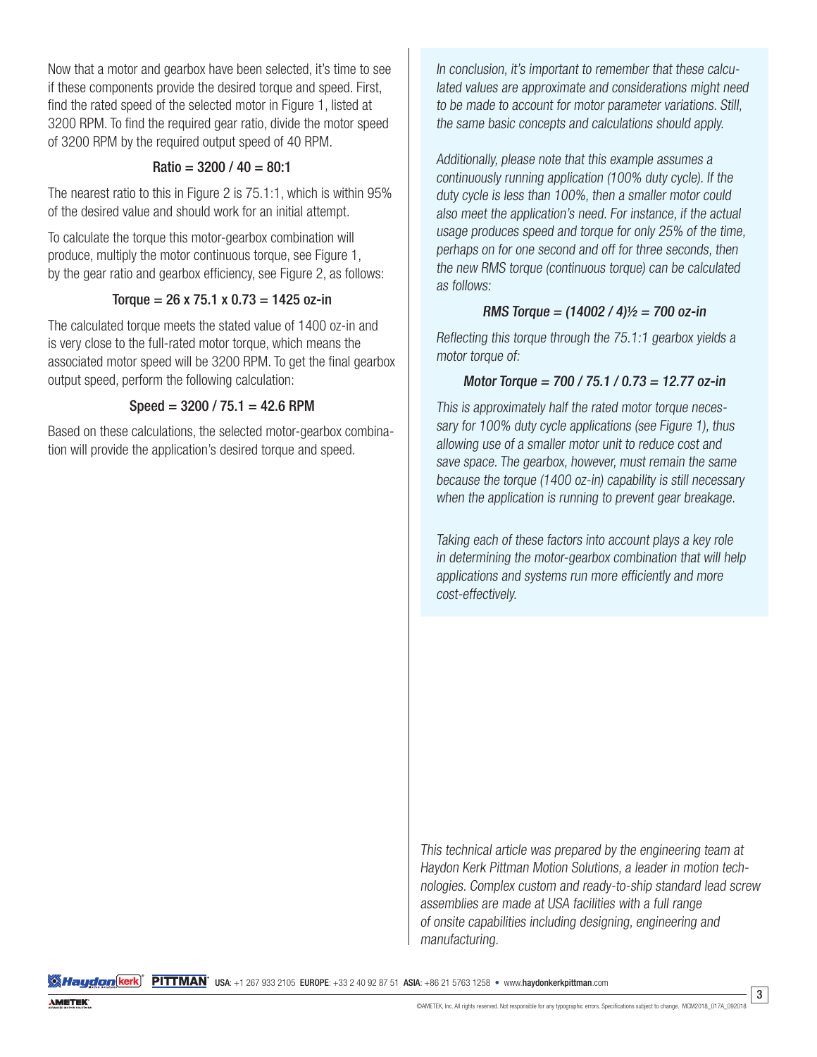Now that a motor and gearbox have been selected, it's time to see if these components provide the desired torque and speed. First, find the rated speed of the selected motor in Figure 1, listed at 3200 RPM. To find the required gear ratio, divide the motor speed of 3200 RPM by the required output speed of 40 RPM.

$$\text{Ratio} = 3200 / 40 = 80{:}1$$

The nearest ratio to this in Figure 2 is 75.1:1, which is within 95% of the desired value and should work for an initial attempt.

To calculate the torque this motor-gearbox combination will produce, multiply the motor continuous torque, see Figure 1, by the gear ratio and gearbox efficiency, see Figure 2, as follows:

$$\text{Torque} = 26 \times 75.1 \times 0.73 = 1425 \text{ oz-in}$$

The calculated torque meets the stated value of 1400 oz-in and is very close to the full-rated motor torque, which means the associated motor speed will be 3200 RPM. To get the final gearbox output speed, perform the following calculation:

$$\text{Speed} = 3200 / 75.1 = 42.6 \text{ RPM}$$

Based on these calculations, the selected motor-gearbox combination will provide the application's desired torque and speed.

*In conclusion, it's important to remember that these calculated values are approximate and considerations might need to be made to account for motor parameter variations. Still, the same basic concepts and calculations should apply.*

*Additionally, please note that this example assumes a continuously running application (100% duty cycle). If the duty cycle is less than 100%, then a smaller motor could also meet the application's need. For instance, if the actual usage produces speed and torque for only 25% of the time, perhaps on for one second and off for three seconds, then the new RMS torque (continuous torque) can be calculated as follows:*

$$\text{RMS Torque} = (1400^2 / 4)^{1/2} = 700 \text{ oz-in}$$

*Reflecting this torque through the 75.1:1 gearbox yields a motor torque of:*

$$\text{Motor Torque} = 700 / 75.1 / 0.73 = 12.77 \text{ oz-in}$$

*This is approximately half the rated motor torque necessary for 100% duty cycle applications (see Figure 1), thus allowing use of a smaller motor unit to reduce cost and save space. The gearbox, however, must remain the same because the torque (1400 oz-in) capability is still necessary when the application is running to prevent gear breakage.*

*Taking each of these factors into account plays a key role in determining the motor-gearbox combination that will help applications and systems run more efficiently and more cost-effectively.*

*This technical article was prepared by the engineering team at Haydon Kerk Pittman Motion Solutions, a leader in motion technologies. Complex custom and ready-to-ship standard lead screw assemblies are made at USA facilities with a full range of onsite capabilities including designing, engineering and manufacturing.*

USA: +1 267 933 2105 EUROPE: +33 2 40 92 87 51 ASIA: +86 21 5763 1258 • www.haydonkerkpittman.com

©AMETEK, Inc. All rights reserved. Not responsible for any typographic errors. Specifications subject to change. MCM2018_017A_092018